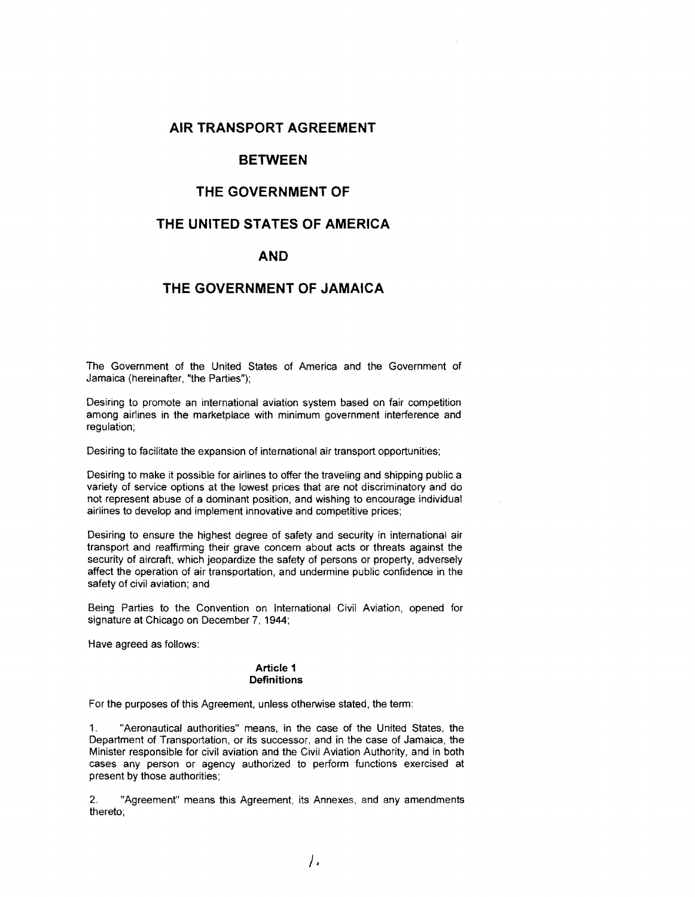# AIR TRANSPORT AGREEMENT

# BETWEEN

# THE GOVERNMENT OF

# THE UNITED STATES OF AMERICA

# AND

# THE GOVERNMENT OF JAMAICA

The Government of the United States of America and the Government of Jamaica (hereinafter, "the Parties");

Desiring to promote an international aviation system based on fair competition among airlines in the marketplace with minimum government interference and regulation;

Desiring to facilitate the expansion of international air transport opportunities;

Desiring to make it possible for airlines to offer the traveling and shipping public a variety of service options at the lowest prices that are not discriminatory and do not represent abuse of a dominant position, and wishing to encourage individual airlines to develop and implement innovative and competitive prices;

Desiring to ensure the highest degree of safety and security in international air transport and reaffirming their grave concern about acts or threats against the security of aircraft, which jeopardize the safety of persons or property, adversely affect the operation of air transportation, and undermine public confidence in the safety of civil aviation; and

Being Parties to the Convention on International Civil Aviation, opened for signature at Chicago on December 7, 1944;

Have agreed as follows:

## Article 1
## Definitions

For the purposes of this Agreement, unless otherwise stated, the term:

1. "Aeronautical authorities" means, in the case of the United States, the Department of Transportation, or its successor, and in the case of Jamaica, the Minister responsible for civil aviation and the Civil Aviation Authority, and in both cases any person or agency authorized to perform functions exercised at present by those authorities;

2. "Agreement" means this Agreement, its Annexes, and any amendments thereto;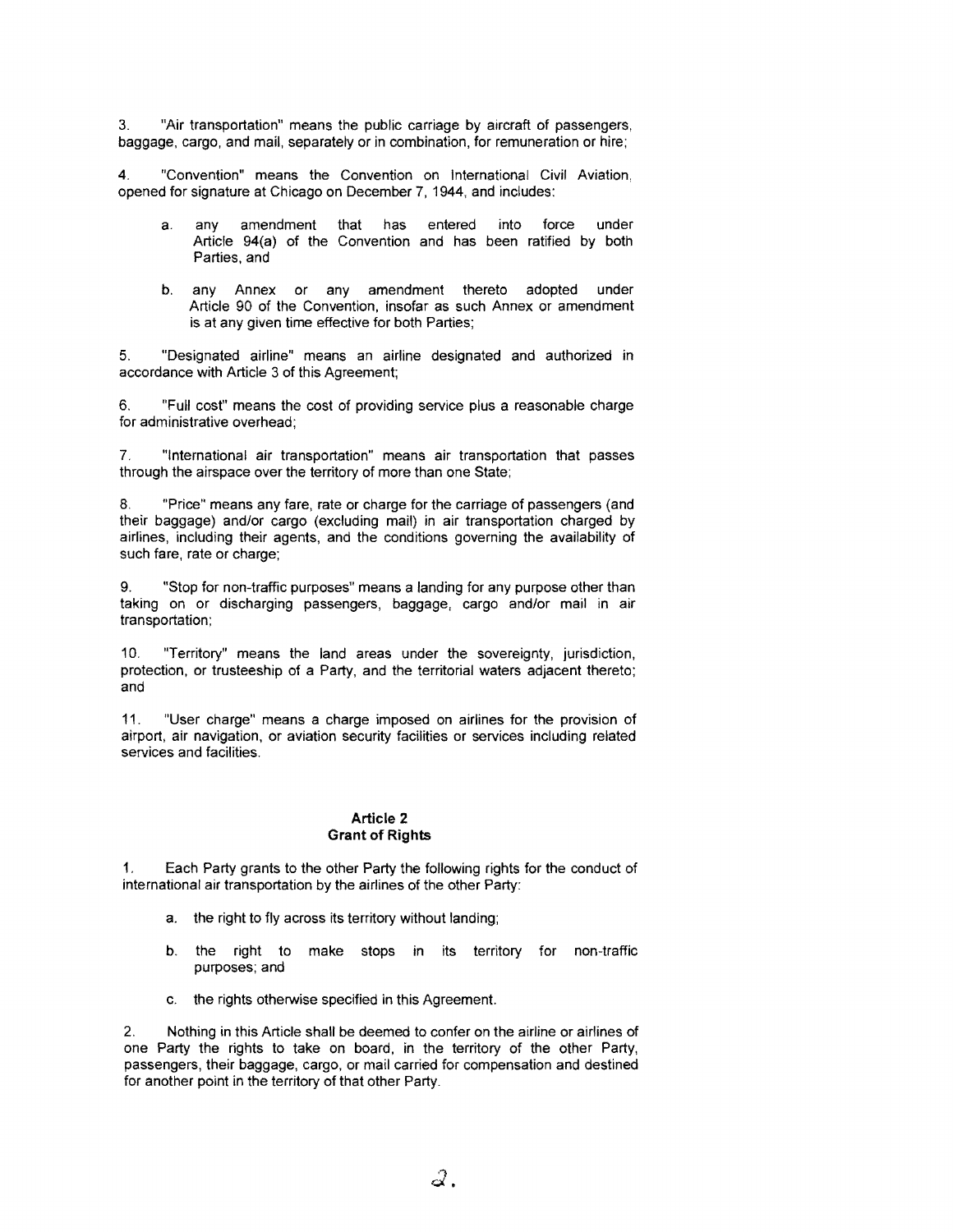3. "Air transportation" means the public carriage by aircraft of passengers, baggage, cargo, and mail, separately or in combination, for remuneration or hire;

4. "Convention" means the Convention on International Civil Aviation, opened for signature at Chicago on December 7, 1944, and includes:

   a. any amendment that has entered into force under Article 94(a) of the Convention and has been ratified by both Parties, and

   b. any Annex or any amendment thereto adopted under Article 90 of the Convention, insofar as such Annex or amendment is at any given time effective for both Parties;

5. "Designated airline" means an airline designated and authorized in accordance with Article 3 of this Agreement;

6. "Full cost" means the cost of providing service plus a reasonable charge for administrative overhead;

7. "International air transportation" means air transportation that passes through the airspace over the territory of more than one State;

8. "Price" means any fare, rate or charge for the carriage of passengers (and their baggage) and/or cargo (excluding mail) in air transportation charged by airlines, including their agents, and the conditions governing the availability of such fare, rate or charge;

9. "Stop for non-traffic purposes" means a landing for any purpose other than taking on or discharging passengers, baggage, cargo and/or mail in air transportation;

10. "Territory" means the land areas under the sovereignty, jurisdiction, protection, or trusteeship of a Party, and the territorial waters adjacent thereto; and

11. "User charge" means a charge imposed on airlines for the provision of airport, air navigation, or aviation security facilities or services including related services and facilities.

## Article 2
## Grant of Rights

1. Each Party grants to the other Party the following rights for the conduct of international air transportation by the airlines of the other Party:

   a. the right to fly across its territory without landing;

   b. the right to make stops in its territory for non-traffic purposes; and

   c. the rights otherwise specified in this Agreement.

2. Nothing in this Article shall be deemed to confer on the airline or airlines of one Party the rights to take on board, in the territory of the other Party, passengers, their baggage, cargo, or mail carried for compensation and destined for another point in the territory of that other Party.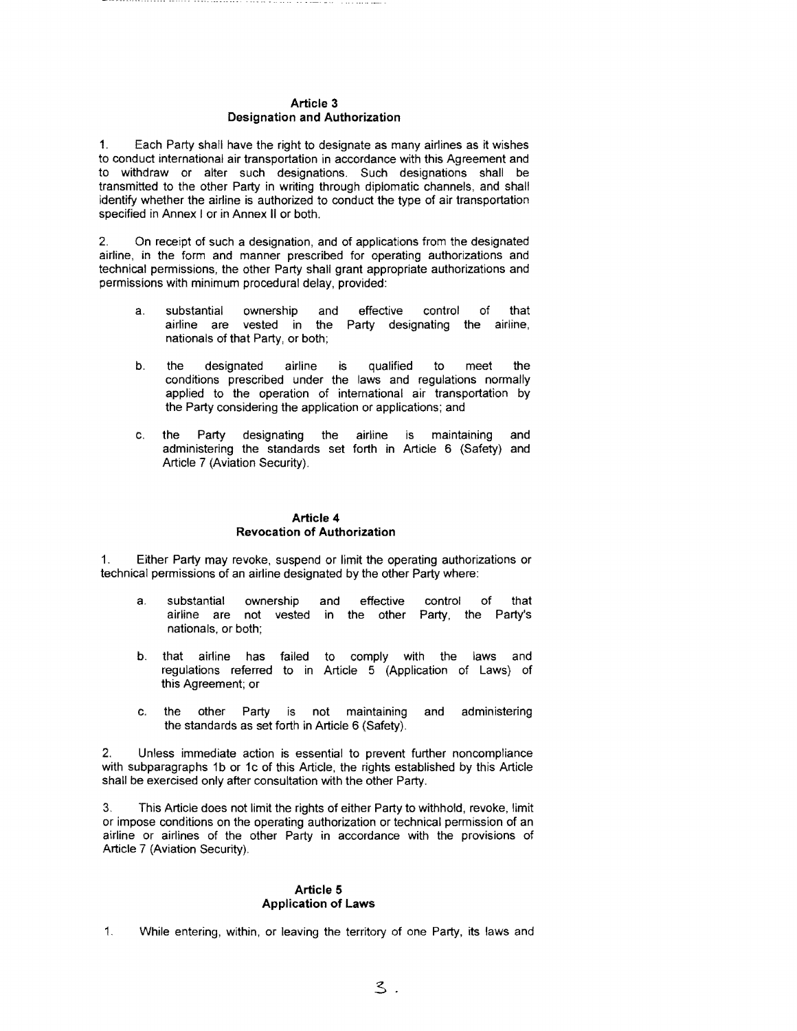## Article 3
## Designation and Authorization

1. Each Party shall have the right to designate as many airlines as it wishes to conduct international air transportation in accordance with this Agreement and to withdraw or alter such designations. Such designations shall be transmitted to the other Party in writing through diplomatic channels, and shall identify whether the airline is authorized to conduct the type of air transportation specified in Annex I or in Annex II or both.

2. On receipt of such a designation, and of applications from the designated airline, in the form and manner prescribed for operating authorizations and technical permissions, the other Party shall grant appropriate authorizations and permissions with minimum procedural delay, provided:

   a. substantial ownership and effective control of that airline are vested in the Party designating the airline, nationals of that Party, or both;

   b. the designated airline is qualified to meet the conditions prescribed under the laws and regulations normally applied to the operation of international air transportation by the Party considering the application or applications; and

   c. the Party designating the airline is maintaining and administering the standards set forth in Article 6 (Safety) and Article 7 (Aviation Security).

## Article 4
## Revocation of Authorization

1. Either Party may revoke, suspend or limit the operating authorizations or technical permissions of an airline designated by the other Party where:

   a. substantial ownership and effective control of that airline are not vested in the other Party, the Party's nationals, or both;

   b. that airline has failed to comply with the laws and regulations referred to in Article 5 (Application of Laws) of this Agreement; or

   c. the other Party is not maintaining and administering the standards as set forth in Article 6 (Safety).

2. Unless immediate action is essential to prevent further noncompliance with subparagraphs 1b or 1c of this Article, the rights established by this Article shall be exercised only after consultation with the other Party.

3. This Article does not limit the rights of either Party to withhold, revoke, limit or impose conditions on the operating authorization or technical permission of an airline or airlines of the other Party in accordance with the provisions of Article 7 (Aviation Security).

## Article 5
## Application of Laws

1. While entering, within, or leaving the territory of one Party, its laws and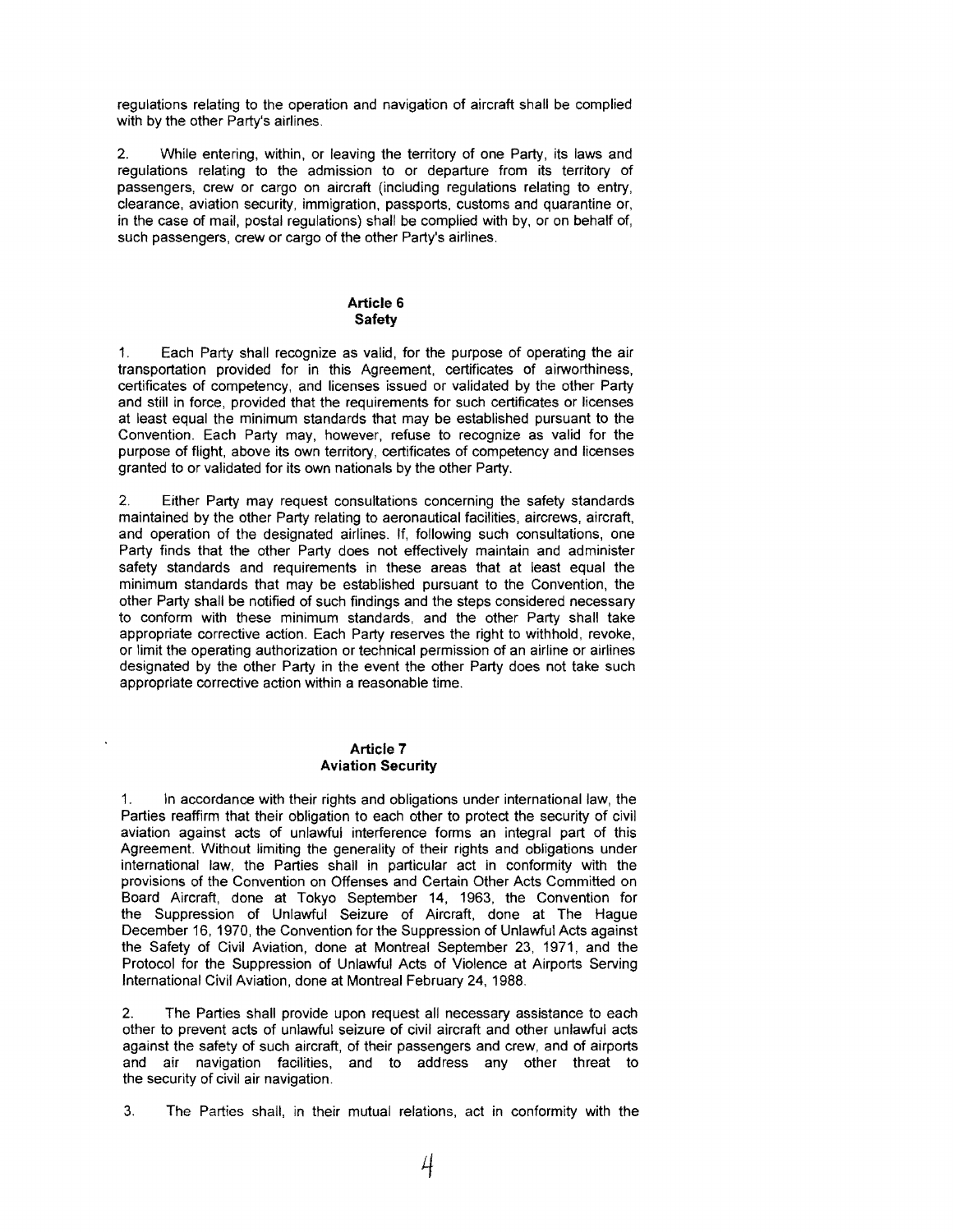regulations relating to the operation and navigation of aircraft shall be complied with by the other Party's airlines.

2. While entering, within, or leaving the territory of one Party, its laws and regulations relating to the admission to or departure from its territory of passengers, crew or cargo on aircraft (including regulations relating to entry, clearance, aviation security, immigration, passports, customs and quarantine or, in the case of mail, postal regulations) shall be complied with by, or on behalf of, such passengers, crew or cargo of the other Party's airlines.

### Article 6
### Safety

1. Each Party shall recognize as valid, for the purpose of operating the air transportation provided for in this Agreement, certificates of airworthiness, certificates of competency, and licenses issued or validated by the other Party and still in force, provided that the requirements for such certificates or licenses at least equal the minimum standards that may be established pursuant to the Convention. Each Party may, however, refuse to recognize as valid for the purpose of flight, above its own territory, certificates of competency and licenses granted to or validated for its own nationals by the other Party.

2. Either Party may request consultations concerning the safety standards maintained by the other Party relating to aeronautical facilities, aircrews, aircraft, and operation of the designated airlines. If, following such consultations, one Party finds that the other Party does not effectively maintain and administer safety standards and requirements in these areas that at least equal the minimum standards that may be established pursuant to the Convention, the other Party shall be notified of such findings and the steps considered necessary to conform with these minimum standards, and the other Party shall take appropriate corrective action. Each Party reserves the right to withhold, revoke, or limit the operating authorization or technical permission of an airline or airlines designated by the other Party in the event the other Party does not take such appropriate corrective action within a reasonable time.

### Article 7
### Aviation Security

1. In accordance with their rights and obligations under international law, the Parties reaffirm that their obligation to each other to protect the security of civil aviation against acts of unlawful interference forms an integral part of this Agreement. Without limiting the generality of their rights and obligations under international law, the Parties shall in particular act in conformity with the provisions of the Convention on Offenses and Certain Other Acts Committed on Board Aircraft, done at Tokyo September 14, 1963, the Convention for the Suppression of Unlawful Seizure of Aircraft, done at The Hague December 16, 1970, the Convention for the Suppression of Unlawful Acts against the Safety of Civil Aviation, done at Montreal September 23, 1971, and the Protocol for the Suppression of Unlawful Acts of Violence at Airports Serving International Civil Aviation, done at Montreal February 24, 1988.

2. The Parties shall provide upon request all necessary assistance to each other to prevent acts of unlawful seizure of civil aircraft and other unlawful acts against the safety of such aircraft, of their passengers and crew, and of airports and air navigation facilities, and to address any other threat to the security of civil air navigation.

3. The Parties shall, in their mutual relations, act in conformity with the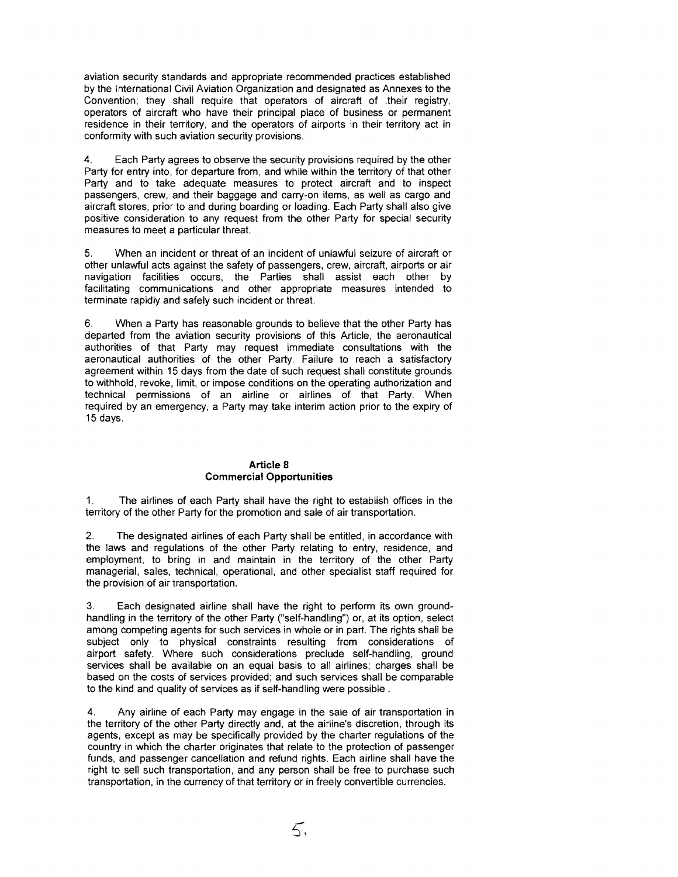aviation security standards and appropriate recommended practices established by the International Civil Aviation Organization and designated as Annexes to the Convention; they shall require that operators of aircraft of their registry, operators of aircraft who have their principal place of business or permanent residence in their territory, and the operators of airports in their territory act in conformity with such aviation security provisions.

4. Each Party agrees to observe the security provisions required by the other Party for entry into, for departure from, and while within the territory of that other Party and to take adequate measures to protect aircraft and to inspect passengers, crew, and their baggage and carry-on items, as well as cargo and aircraft stores, prior to and during boarding or loading. Each Party shall also give positive consideration to any request from the other Party for special security measures to meet a particular threat.

5. When an incident or threat of an incident of unlawful seizure of aircraft or other unlawful acts against the safety of passengers, crew, aircraft, airports or air navigation facilities occurs, the Parties shall assist each other by facilitating communications and other appropriate measures intended to terminate rapidly and safely such incident or threat.

6. When a Party has reasonable grounds to believe that the other Party has departed from the aviation security provisions of this Article, the aeronautical authorities of that Party may request immediate consultations with the aeronautical authorities of the other Party. Failure to reach a satisfactory agreement within 15 days from the date of such request shall constitute grounds to withhold, revoke, limit, or impose conditions on the operating authorization and technical permissions of an airline or airlines of that Party. When required by an emergency, a Party may take interim action prior to the expiry of 15 days.

## Article 8
## Commercial Opportunities

1. The airlines of each Party shall have the right to establish offices in the territory of the other Party for the promotion and sale of air transportation.

2. The designated airlines of each Party shall be entitled, in accordance with the laws and regulations of the other Party relating to entry, residence, and employment, to bring in and maintain in the territory of the other Party managerial, sales, technical, operational, and other specialist staff required for the provision of air transportation.

3. Each designated airline shall have the right to perform its own ground-handling in the territory of the other Party ("self-handling") or, at its option, select among competing agents for such services in whole or in part. The rights shall be subject only to physical constraints resulting from considerations of airport safety. Where such considerations preclude self-handling, ground services shall be available on an equal basis to all airlines; charges shall be based on the costs of services provided; and such services shall be comparable to the kind and quality of services as if self-handling were possible .

4. Any airline of each Party may engage in the sale of air transportation in the territory of the other Party directly and, at the airline's discretion, through its agents, except as may be specifically provided by the charter regulations of the country in which the charter originates that relate to the protection of passenger funds, and passenger cancellation and refund rights. Each airline shall have the right to sell such transportation, and any person shall be free to purchase such transportation, in the currency of that territory or in freely convertible currencies.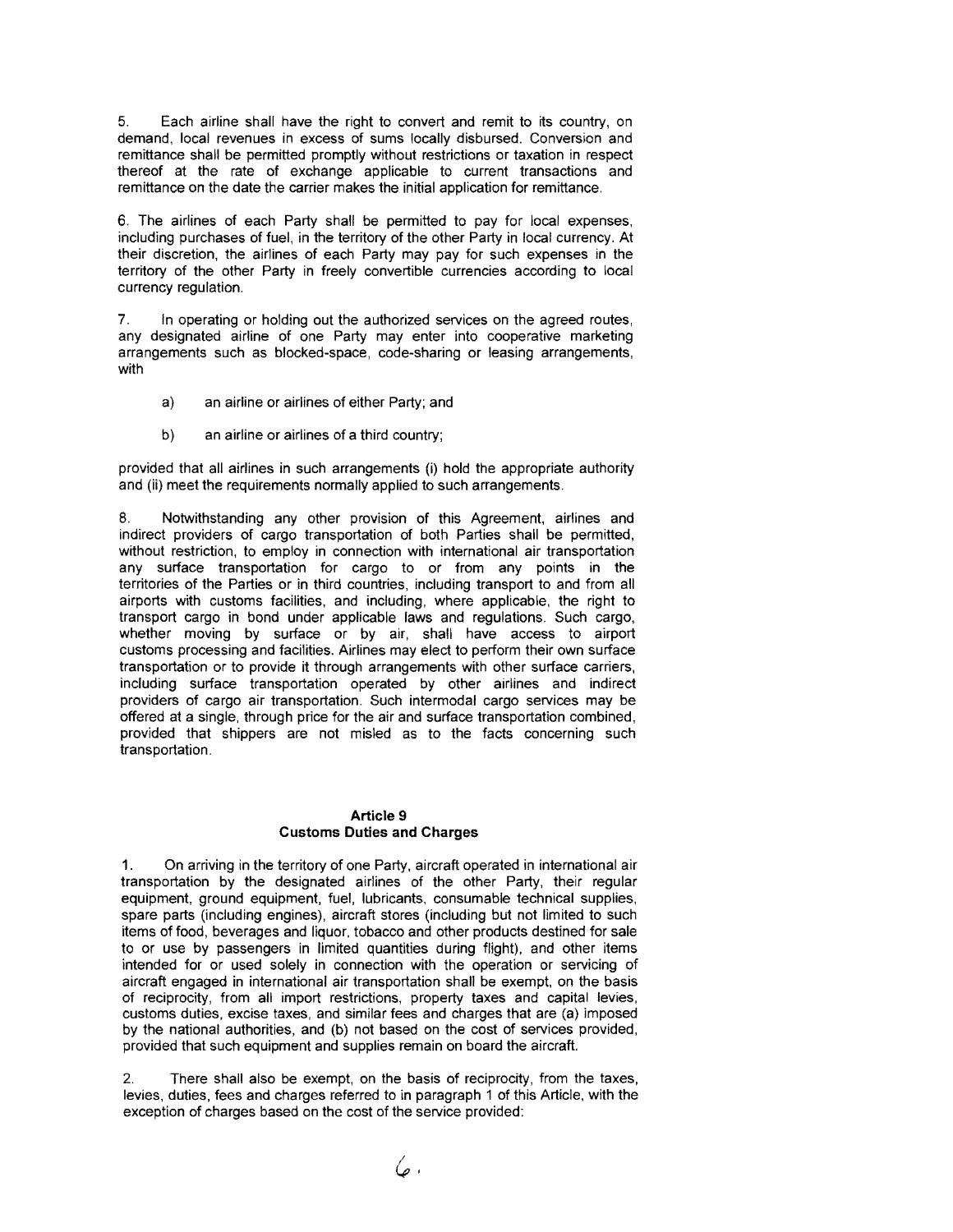5. Each airline shall have the right to convert and remit to its country, on demand, local revenues in excess of sums locally disbursed. Conversion and remittance shall be permitted promptly without restrictions or taxation in respect thereof at the rate of exchange applicable to current transactions and remittance on the date the carrier makes the initial application for remittance.

6. The airlines of each Party shall be permitted to pay for local expenses, including purchases of fuel, in the territory of the other Party in local currency. At their discretion, the airlines of each Party may pay for such expenses in the territory of the other Party in freely convertible currencies according to local currency regulation.

7. In operating or holding out the authorized services on the agreed routes, any designated airline of one Party may enter into cooperative marketing arrangements such as blocked-space, code-sharing or leasing arrangements, with

a) an airline or airlines of either Party; and

b) an airline or airlines of a third country;

provided that all airlines in such arrangements (i) hold the appropriate authority and (ii) meet the requirements normally applied to such arrangements.

8. Notwithstanding any other provision of this Agreement, airlines and indirect providers of cargo transportation of both Parties shall be permitted, without restriction, to employ in connection with international air transportation any surface transportation for cargo to or from any points in the territories of the Parties or in third countries, including transport to and from all airports with customs facilities, and including, where applicable, the right to transport cargo in bond under applicable laws and regulations. Such cargo, whether moving by surface or by air, shall have access to airport customs processing and facilities. Airlines may elect to perform their own surface transportation or to provide it through arrangements with other surface carriers, including surface transportation operated by other airlines and indirect providers of cargo air transportation. Such intermodal cargo services may be offered at a single, through price for the air and surface transportation combined, provided that shippers are not misled as to the facts concerning such transportation.

## Article 9
## Customs Duties and Charges

1. On arriving in the territory of one Party, aircraft operated in international air transportation by the designated airlines of the other Party, their regular equipment, ground equipment, fuel, lubricants, consumable technical supplies, spare parts (including engines), aircraft stores (including but not limited to such items of food, beverages and liquor, tobacco and other products destined for sale to or use by passengers in limited quantities during flight), and other items intended for or used solely in connection with the operation or servicing of aircraft engaged in international air transportation shall be exempt, on the basis of reciprocity, from all import restrictions, property taxes and capital levies, customs duties, excise taxes, and similar fees and charges that are (a) imposed by the national authorities, and (b) not based on the cost of services provided, provided that such equipment and supplies remain on board the aircraft.

2. There shall also be exempt, on the basis of reciprocity, from the taxes, levies, duties, fees and charges referred to in paragraph 1 of this Article, with the exception of charges based on the cost of the service provided: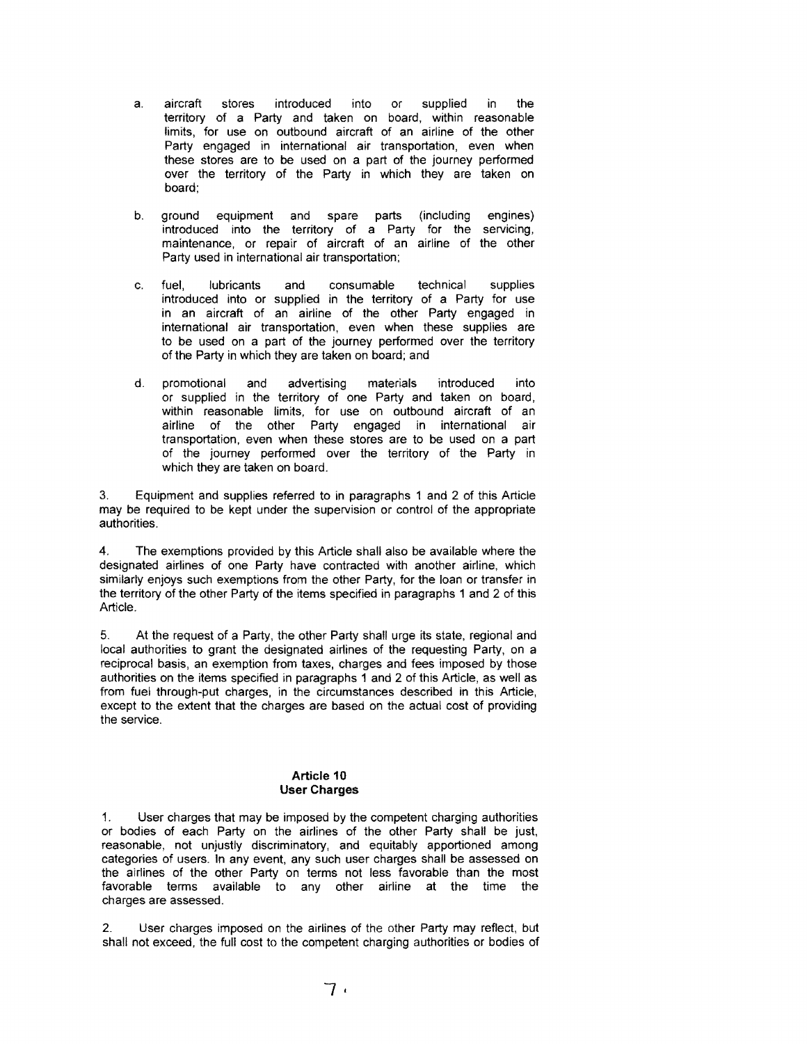a. aircraft stores introduced into or supplied in the territory of a Party and taken on board, within reasonable limits, for use on outbound aircraft of an airline of the other Party engaged in international air transportation, even when these stores are to be used on a part of the journey performed over the territory of the Party in which they are taken on board;

b. ground equipment and spare parts (including engines) introduced into the territory of a Party for the servicing, maintenance, or repair of aircraft of an airline of the other Party used in international air transportation;

c. fuel, lubricants and consumable technical supplies introduced into or supplied in the territory of a Party for use in an aircraft of an airline of the other Party engaged in international air transportation, even when these supplies are to be used on a part of the journey performed over the territory of the Party in which they are taken on board; and

d. promotional and advertising materials introduced into or supplied in the territory of one Party and taken on board, within reasonable limits, for use on outbound aircraft of an airline of the other Party engaged in international air transportation, even when these stores are to be used on a part of the journey performed over the territory of the Party in which they are taken on board.

3. Equipment and supplies referred to in paragraphs 1 and 2 of this Article may be required to be kept under the supervision or control of the appropriate authorities.

4. The exemptions provided by this Article shall also be available where the designated airlines of one Party have contracted with another airline, which similarly enjoys such exemptions from the other Party, for the loan or transfer in the territory of the other Party of the items specified in paragraphs 1 and 2 of this Article.

5. At the request of a Party, the other Party shall urge its state, regional and local authorities to grant the designated airlines of the requesting Party, on a reciprocal basis, an exemption from taxes, charges and fees imposed by those authorities on the items specified in paragraphs 1 and 2 of this Article, as well as from fuel through-put charges, in the circumstances described in this Article, except to the extent that the charges are based on the actual cost of providing the service.

## Article 10
## User Charges

1. User charges that may be imposed by the competent charging authorities or bodies of each Party on the airlines of the other Party shall be just, reasonable, not unjustly discriminatory, and equitably apportioned among categories of users. In any event, any such user charges shall be assessed on the airlines of the other Party on terms not less favorable than the most favorable terms available to any other airline at the time the charges are assessed.

2. User charges imposed on the airlines of the other Party may reflect, but shall not exceed, the full cost to the competent charging authorities or bodies of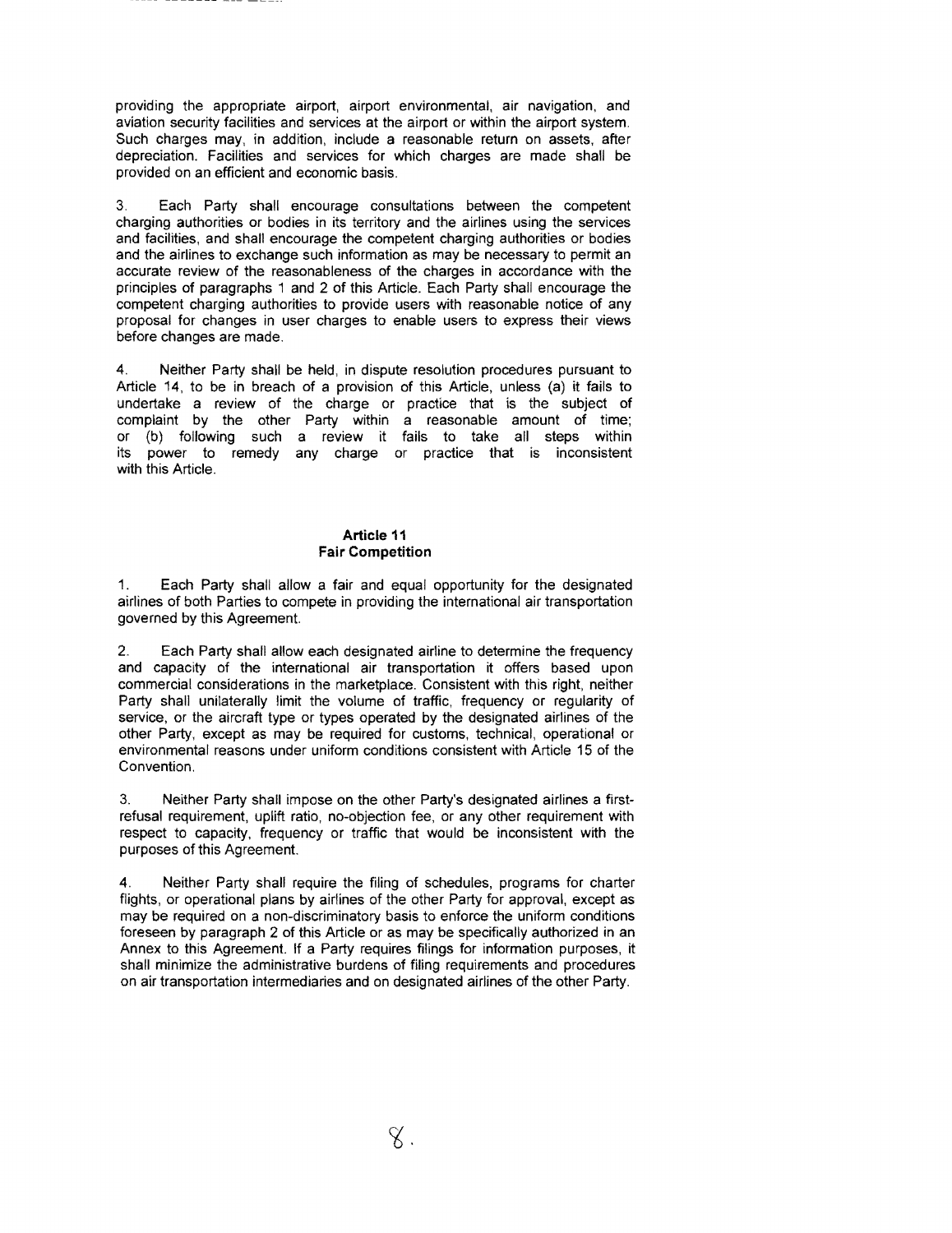providing the appropriate airport, airport environmental, air navigation, and aviation security facilities and services at the airport or within the airport system. Such charges may, in addition, include a reasonable return on assets, after depreciation. Facilities and services for which charges are made shall be provided on an efficient and economic basis.

3. Each Party shall encourage consultations between the competent charging authorities or bodies in its territory and the airlines using the services and facilities, and shall encourage the competent charging authorities or bodies and the airlines to exchange such information as may be necessary to permit an accurate review of the reasonableness of the charges in accordance with the principles of paragraphs 1 and 2 of this Article. Each Party shall encourage the competent charging authorities to provide users with reasonable notice of any proposal for changes in user charges to enable users to express their views before changes are made.

4. Neither Party shall be held, in dispute resolution procedures pursuant to Article 14, to be in breach of a provision of this Article, unless (a) it fails to undertake a review of the charge or practice that is the subject of complaint by the other Party within a reasonable amount of time; or (b) following such a review it fails to take all steps within its power to remedy any charge or practice that is inconsistent with this Article.

### Article 11
### Fair Competition

1. Each Party shall allow a fair and equal opportunity for the designated airlines of both Parties to compete in providing the international air transportation governed by this Agreement.

2. Each Party shall allow each designated airline to determine the frequency and capacity of the international air transportation it offers based upon commercial considerations in the marketplace. Consistent with this right, neither Party shall unilaterally limit the volume of traffic, frequency or regularity of service, or the aircraft type or types operated by the designated airlines of the other Party, except as may be required for customs, technical, operational or environmental reasons under uniform conditions consistent with Article 15 of the Convention.

3. Neither Party shall impose on the other Party's designated airlines a first-refusal requirement, uplift ratio, no-objection fee, or any other requirement with respect to capacity, frequency or traffic that would be inconsistent with the purposes of this Agreement.

4. Neither Party shall require the filing of schedules, programs for charter flights, or operational plans by airlines of the other Party for approval, except as may be required on a non-discriminatory basis to enforce the uniform conditions foreseen by paragraph 2 of this Article or as may be specifically authorized in an Annex to this Agreement. If a Party requires filings for information purposes, it shall minimize the administrative burdens of filing requirements and procedures on air transportation intermediaries and on designated airlines of the other Party.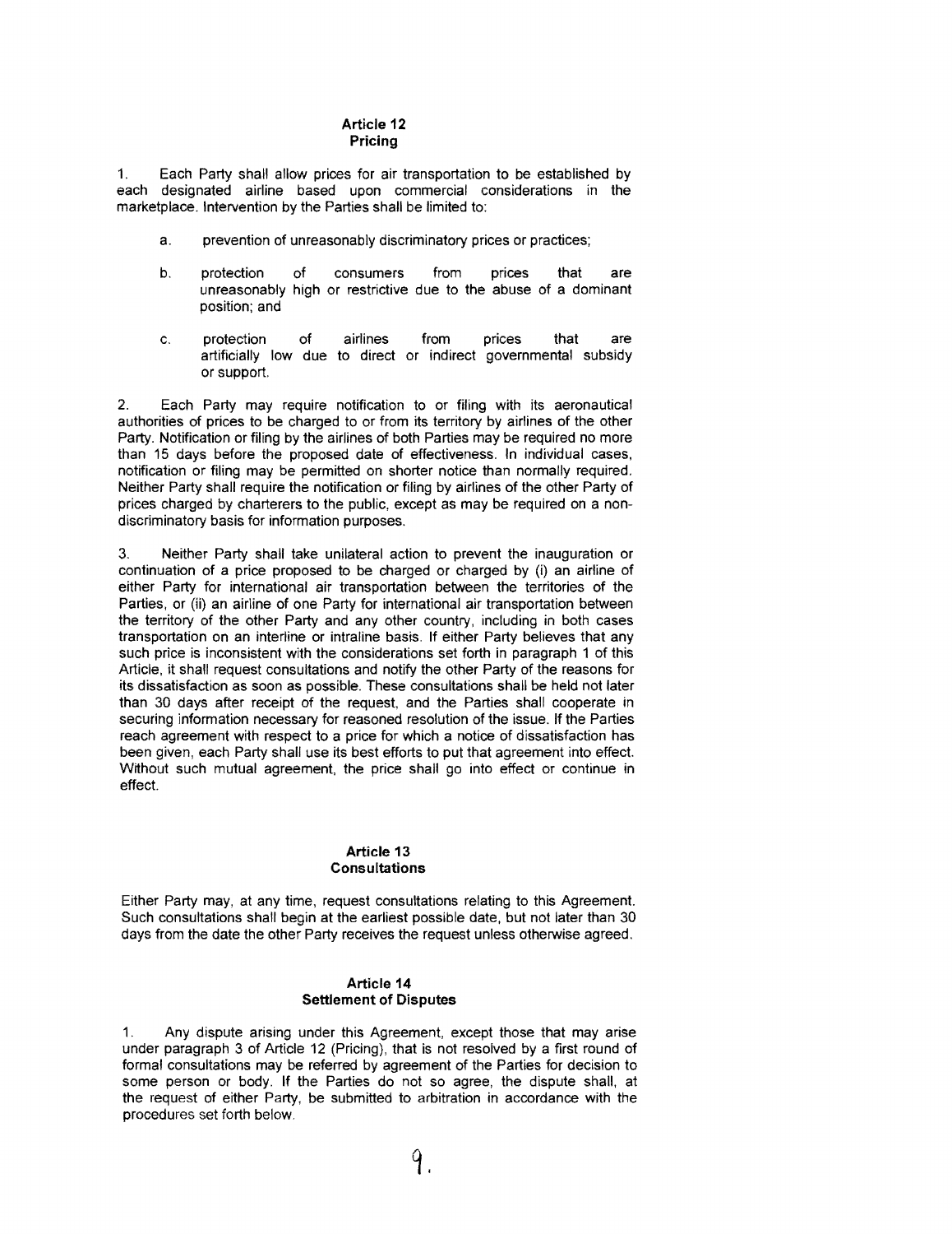## Article 12
## Pricing

1. Each Party shall allow prices for air transportation to be established by each designated airline based upon commercial considerations in the marketplace. Intervention by the Parties shall be limited to:

   a. prevention of unreasonably discriminatory prices or practices;

   b. protection of consumers from prices that are unreasonably high or restrictive due to the abuse of a dominant position; and

   c. protection of airlines from prices that are artificially low due to direct or indirect governmental subsidy or support.

2. Each Party may require notification to or filing with its aeronautical authorities of prices to be charged to or from its territory by airlines of the other Party. Notification or filing by the airlines of both Parties may be required no more than 15 days before the proposed date of effectiveness. In individual cases, notification or filing may be permitted on shorter notice than normally required. Neither Party shall require the notification or filing by airlines of the other Party of prices charged by charterers to the public, except as may be required on a non-discriminatory basis for information purposes.

3. Neither Party shall take unilateral action to prevent the inauguration or continuation of a price proposed to be charged or charged by (i) an airline of either Party for international air transportation between the territories of the Parties, or (ii) an airline of one Party for international air transportation between the territory of the other Party and any other country, including in both cases transportation on an interline or intraline basis. If either Party believes that any such price is inconsistent with the considerations set forth in paragraph 1 of this Article, it shall request consultations and notify the other Party of the reasons for its dissatisfaction as soon as possible. These consultations shall be held not later than 30 days after receipt of the request, and the Parties shall cooperate in securing information necessary for reasoned resolution of the issue. If the Parties reach agreement with respect to a price for which a notice of dissatisfaction has been given, each Party shall use its best efforts to put that agreement into effect. Without such mutual agreement, the price shall go into effect or continue in effect.

## Article 13
## Consultations

Either Party may, at any time, request consultations relating to this Agreement. Such consultations shall begin at the earliest possible date, but not later than 30 days from the date the other Party receives the request unless otherwise agreed.

## Article 14
## Settlement of Disputes

1. Any dispute arising under this Agreement, except those that may arise under paragraph 3 of Article 12 (Pricing), that is not resolved by a first round of formal consultations may be referred by agreement of the Parties for decision to some person or body. If the Parties do not so agree, the dispute shall, at the request of either Party, be submitted to arbitration in accordance with the procedures set forth below.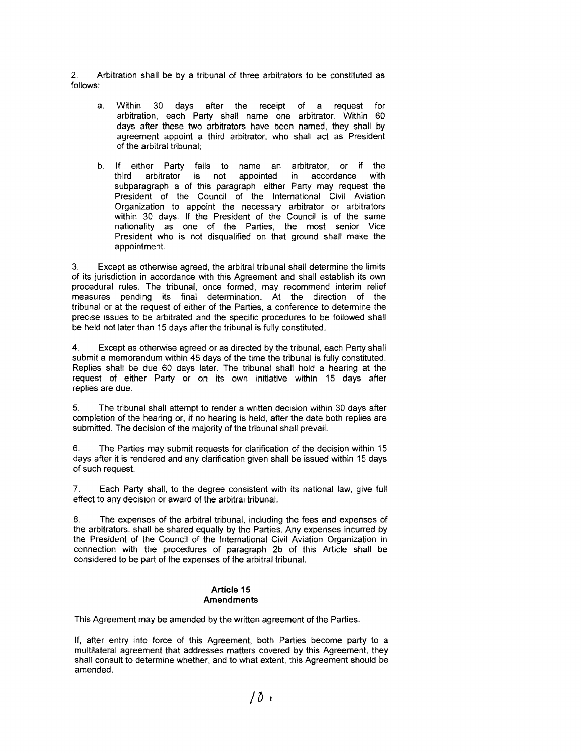2. Arbitration shall be by a tribunal of three arbitrators to be constituted as follows:

a. Within 30 days after the receipt of a request for arbitration, each Party shall name one arbitrator. Within 60 days after these two arbitrators have been named, they shall by agreement appoint a third arbitrator, who shall act as President of the arbitral tribunal;

b. If either Party fails to name an arbitrator, or if the third arbitrator is not appointed in accordance with subparagraph a of this paragraph, either Party may request the President of the Council of the International Civil Aviation Organization to appoint the necessary arbitrator or arbitrators within 30 days. If the President of the Council is of the same nationality as one of the Parties, the most senior Vice President who is not disqualified on that ground shall make the appointment.

3. Except as otherwise agreed, the arbitral tribunal shall determine the limits of its jurisdiction in accordance with this Agreement and shall establish its own procedural rules. The tribunal, once formed, may recommend interim relief measures pending its final determination. At the direction of the tribunal or at the request of either of the Parties, a conference to determine the precise issues to be arbitrated and the specific procedures to be followed shall be held not later than 15 days after the tribunal is fully constituted.

4. Except as otherwise agreed or as directed by the tribunal, each Party shall submit a memorandum within 45 days of the time the tribunal is fully constituted. Replies shall be due 60 days later. The tribunal shall hold a hearing at the request of either Party or on its own initiative within 15 days after replies are due.

5. The tribunal shall attempt to render a written decision within 30 days after completion of the hearing or, if no hearing is held, after the date both replies are submitted. The decision of the majority of the tribunal shall prevail.

6. The Parties may submit requests for clarification of the decision within 15 days after it is rendered and any clarification given shall be issued within 15 days of such request.

7. Each Party shall, to the degree consistent with its national law, give full effect to any decision or award of the arbitral tribunal.

8. The expenses of the arbitral tribunal, including the fees and expenses of the arbitrators, shall be shared equally by the Parties. Any expenses incurred by the President of the Council of the International Civil Aviation Organization in connection with the procedures of paragraph 2b of this Article shall be considered to be part of the expenses of the arbitral tribunal.

## Article 15
## Amendments

This Agreement may be amended by the written agreement of the Parties.

If, after entry into force of this Agreement, both Parties become party to a multilateral agreement that addresses matters covered by this Agreement, they shall consult to determine whether, and to what extent, this Agreement should be amended.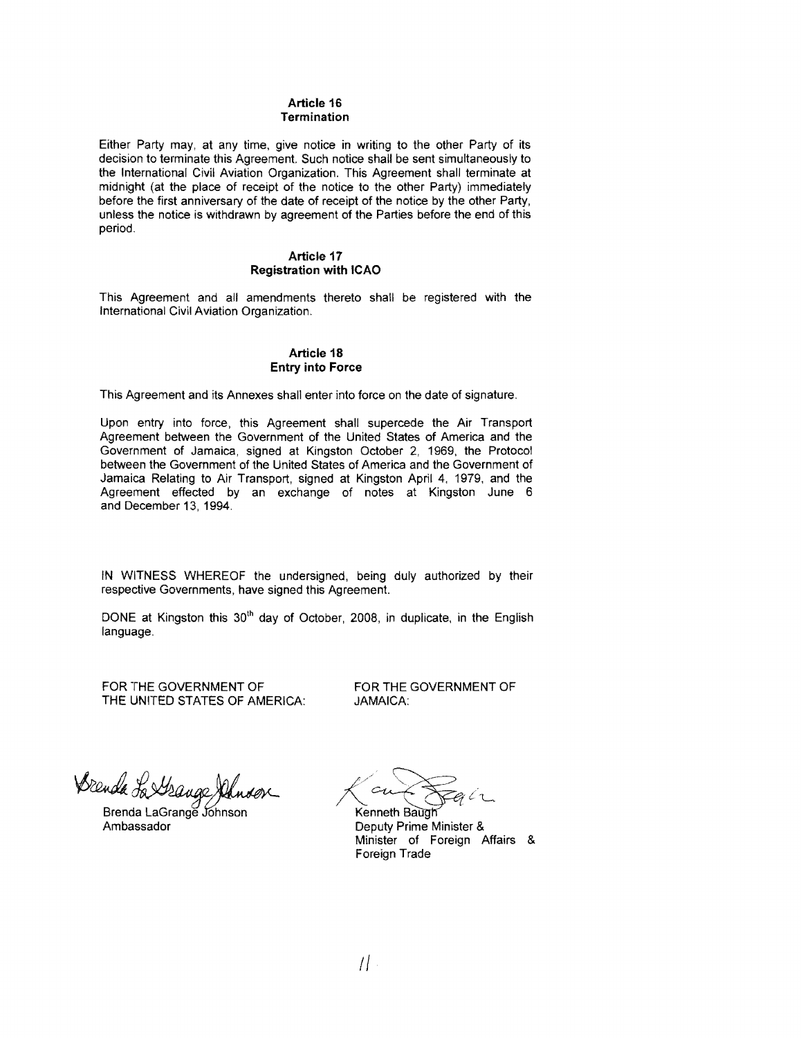## Article 16
## Termination

Either Party may, at any time, give notice in writing to the other Party of its decision to terminate this Agreement. Such notice shall be sent simultaneously to the International Civil Aviation Organization. This Agreement shall terminate at midnight (at the place of receipt of the notice to the other Party) immediately before the first anniversary of the date of receipt of the notice by the other Party, unless the notice is withdrawn by agreement of the Parties before the end of this period.

## Article 17
## Registration with ICAO

This Agreement and all amendments thereto shall be registered with the International Civil Aviation Organization.

## Article 18
## Entry into Force

This Agreement and its Annexes shall enter into force on the date of signature.

Upon entry into force, this Agreement shall supercede the Air Transport Agreement between the Government of the United States of America and the Government of Jamaica, signed at Kingston October 2, 1969, the Protocol between the Government of the United States of America and the Government of Jamaica Relating to Air Transport, signed at Kingston April 4, 1979, and the Agreement effected by an exchange of notes at Kingston June 6 and December 13, 1994.

IN WITNESS WHEREOF the undersigned, being duly authorized by their respective Governments, have signed this Agreement.

DONE at Kingston this 30th day of October, 2008, in duplicate, in the English language.

| FOR THE GOVERNMENT OF THE UNITED STATES OF AMERICA: | FOR THE GOVERNMENT OF JAMAICA: |
| --- | --- |
| Brenda LaGrange Johnson<br>Ambassador | Kenneth Baugh<br>Deputy Prime Minister &<br>Minister of Foreign Affairs & Foreign Trade |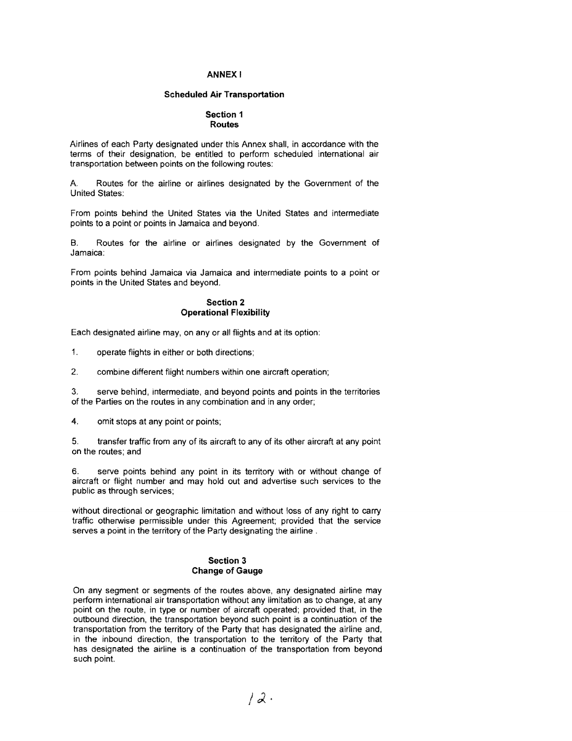# ANNEX I

## Scheduled Air Transportation

### Section 1
### Routes

Airlines of each Party designated under this Annex shall, in accordance with the terms of their designation, be entitled to perform scheduled international air transportation between points on the following routes:

A. Routes for the airline or airlines designated by the Government of the United States:

From points behind the United States via the United States and intermediate points to a point or points in Jamaica and beyond.

B. Routes for the airline or airlines designated by the Government of Jamaica:

From points behind Jamaica via Jamaica and intermediate points to a point or points in the United States and beyond.

### Section 2
### Operational Flexibility

Each designated airline may, on any or all flights and at its option:

1. operate flights in either or both directions;

2. combine different flight numbers within one aircraft operation;

3. serve behind, intermediate, and beyond points and points in the territories of the Parties on the routes in any combination and in any order;

4. omit stops at any point or points;

5. transfer traffic from any of its aircraft to any of its other aircraft at any point on the routes; and

6. serve points behind any point in its territory with or without change of aircraft or flight number and may hold out and advertise such services to the public as through services;

without directional or geographic limitation and without loss of any right to carry traffic otherwise permissible under this Agreement; provided that the service serves a point in the territory of the Party designating the airline .

### Section 3
### Change of Gauge

On any segment or segments of the routes above, any designated airline may perform international air transportation without any limitation as to change, at any point on the route, in type or number of aircraft operated; provided that, in the outbound direction, the transportation beyond such point is a continuation of the transportation from the territory of the Party that has designated the airline and, in the inbound direction, the transportation to the territory of the Party that has designated the airline is a continuation of the transportation from beyond such point.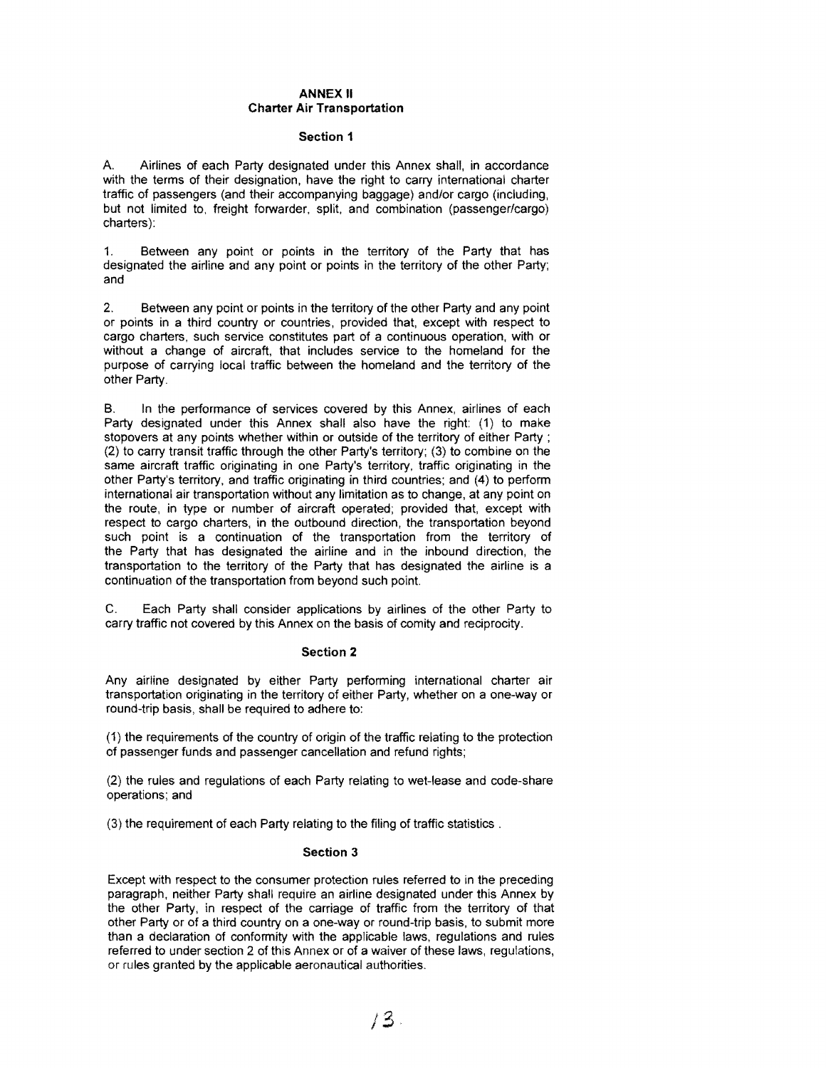# ANNEX II
## Charter Air Transportation

### Section 1

A. Airlines of each Party designated under this Annex shall, in accordance with the terms of their designation, have the right to carry international charter traffic of passengers (and their accompanying baggage) and/or cargo (including, but not limited to, freight forwarder, split, and combination (passenger/cargo) charters):

1. Between any point or points in the territory of the Party that has designated the airline and any point or points in the territory of the other Party; and

2. Between any point or points in the territory of the other Party and any point or points in a third country or countries, provided that, except with respect to cargo charters, such service constitutes part of a continuous operation, with or without a change of aircraft, that includes service to the homeland for the purpose of carrying local traffic between the homeland and the territory of the other Party.

B. In the performance of services covered by this Annex, airlines of each Party designated under this Annex shall also have the right: (1) to make stopovers at any points whether within or outside of the territory of either Party ; (2) to carry transit traffic through the other Party's territory; (3) to combine on the same aircraft traffic originating in one Party's territory, traffic originating in the other Party's territory, and traffic originating in third countries; and (4) to perform international air transportation without any limitation as to change, at any point on the route, in type or number of aircraft operated; provided that, except with respect to cargo charters, in the outbound direction, the transportation beyond such point is a continuation of the transportation from the territory of the Party that has designated the airline and in the inbound direction, the transportation to the territory of the Party that has designated the airline is a continuation of the transportation from beyond such point.

C. Each Party shall consider applications by airlines of the other Party to carry traffic not covered by this Annex on the basis of comity and reciprocity.

### Section 2

Any airline designated by either Party performing international charter air transportation originating in the territory of either Party, whether on a one-way or round-trip basis, shall be required to adhere to:

(1) the requirements of the country of origin of the traffic relating to the protection of passenger funds and passenger cancellation and refund rights;

(2) the rules and regulations of each Party relating to wet-lease and code-share operations; and

(3) the requirement of each Party relating to the filing of traffic statistics .

### Section 3

Except with respect to the consumer protection rules referred to in the preceding paragraph, neither Party shall require an airline designated under this Annex by the other Party, in respect of the carriage of traffic from the territory of that other Party or of a third country on a one-way or round-trip basis, to submit more than a declaration of conformity with the applicable laws, regulations and rules referred to under section 2 of this Annex or of a waiver of these laws, regulations, or rules granted by the applicable aeronautical authorities.